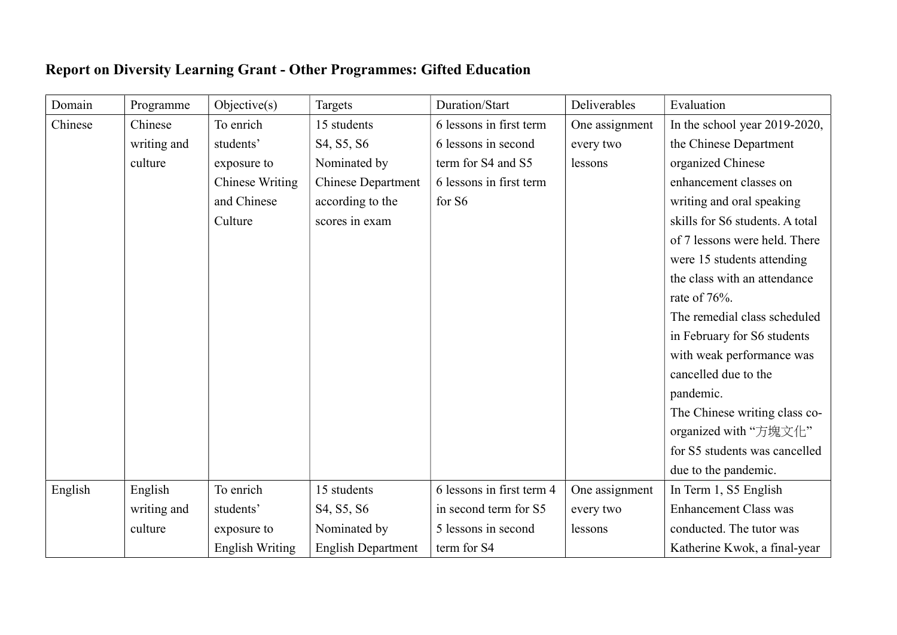## Report on Diversity Learning Grant - Other Programmes: Gifted Education

| Domain | Programme | Objective(s) | Targets | Duration/Start | Deliverables | Evaluation |
|---|---|---|---|---|---|---|
| Chinese | Chinese writing and culture | To enrich students' exposure to Chinese Writing and Chinese Culture | 15 students S4, S5, S6 Nominated by Chinese Department according to the scores in exam | 6 lessons in first term 6 lessons in second term for S4 and S5 6 lessons in first term for S6 | One assignment every two lessons | In the school year 2019-2020, the Chinese Department organized Chinese enhancement classes on writing and oral speaking skills for S6 students. A total of 7 lessons were held. There were 15 students attending the class with an attendance rate of 76%. The remedial class scheduled in February for S6 students with weak performance was cancelled due to the pandemic. The Chinese writing class co-organized with "方塊文化" for S5 students was cancelled due to the pandemic. |
| English | English writing and culture | To enrich students' exposure to English Writing | 15 students S4, S5, S6 Nominated by English Department | 6 lessons in first term 4 in second term for S5 5 lessons in second term for S4 | One assignment every two lessons | In Term 1, S5 English Enhancement Class was conducted. The tutor was Katherine Kwok, a final-year |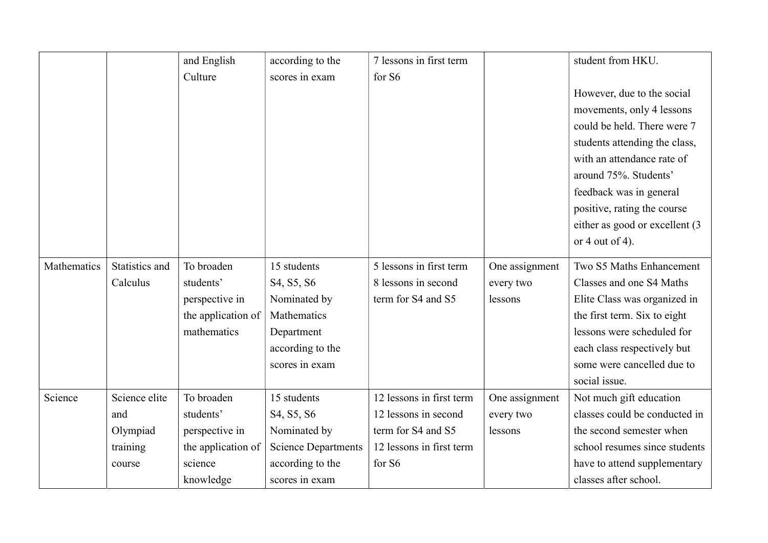| | | and English Culture | according to the scores in exam | 7 lessons in first term for S6 | | student from HKU.<br><br>However, due to the social movements, only 4 lessons could be held. There were 7 students attending the class, with an attendance rate of around 75%. Students' feedback was in general positive, rating the course either as good or excellent (3 or 4 out of 4). |
|---|---|---|---|---|---|---|
| Mathematics | Statistics and Calculus | To broaden students' perspective in the application of mathematics | 15 students<br>S4, S5, S6<br>Nominated by Mathematics Department according to the scores in exam | 5 lessons in first term<br>8 lessons in second term for S4 and S5 | One assignment every two lessons | Two S5 Maths Enhancement Classes and one S4 Maths Elite Class was organized in the first term. Six to eight lessons were scheduled for each class respectively but some were cancelled due to social issue. |
| Science | Science elite and Olympiad training course | To broaden students' perspective in the application of science knowledge | 15 students<br>S4, S5, S6<br>Nominated by Science Departments according to the scores in exam | 12 lessons in first term<br>12 lessons in second term for S4 and S5<br>12 lessons in first term for S6 | One assignment every two lessons | Not much gift education classes could be conducted in the second semester when school resumes since students have to attend supplementary classes after school. |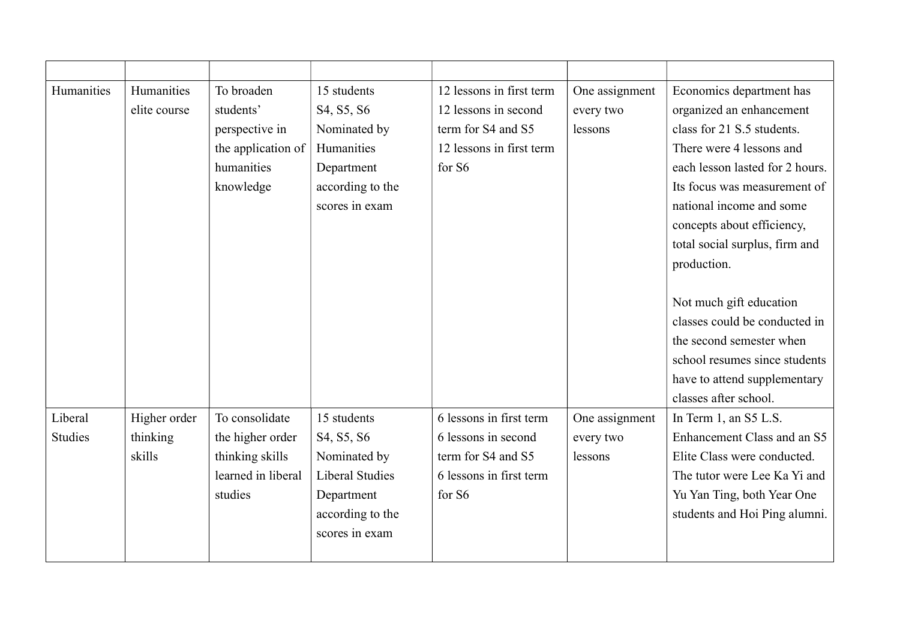| | | | | | | |
|---|---|---|---|---|---|---|
| Humanities | Humanities elite course | To broaden students' perspective in the application of humanities knowledge | 15 students S4, S5, S6 Nominated by Humanities Department according to the scores in exam | 12 lessons in first term 12 lessons in second term for S4 and S5 12 lessons in first term for S6 | One assignment every two lessons | Economics department has organized an enhancement class for 21 S.5 students. There were 4 lessons and each lesson lasted for 2 hours. Its focus was measurement of national income and some concepts about efficiency, total social surplus, firm and production.<br><br>Not much gift education classes could be conducted in the second semester when school resumes since students have to attend supplementary classes after school. |
| Liberal Studies | Higher order thinking skills | To consolidate the higher order thinking skills learned in liberal studies | 15 students S4, S5, S6 Nominated by Liberal Studies Department according to the scores in exam | 6 lessons in first term 6 lessons in second term for S4 and S5 6 lessons in first term for S6 | One assignment every two lessons | In Term 1, an S5 L.S. Enhancement Class and an S5 Elite Class were conducted. The tutor were Lee Ka Yi and Yu Yan Ting, both Year One students and Hoi Ping alumni. |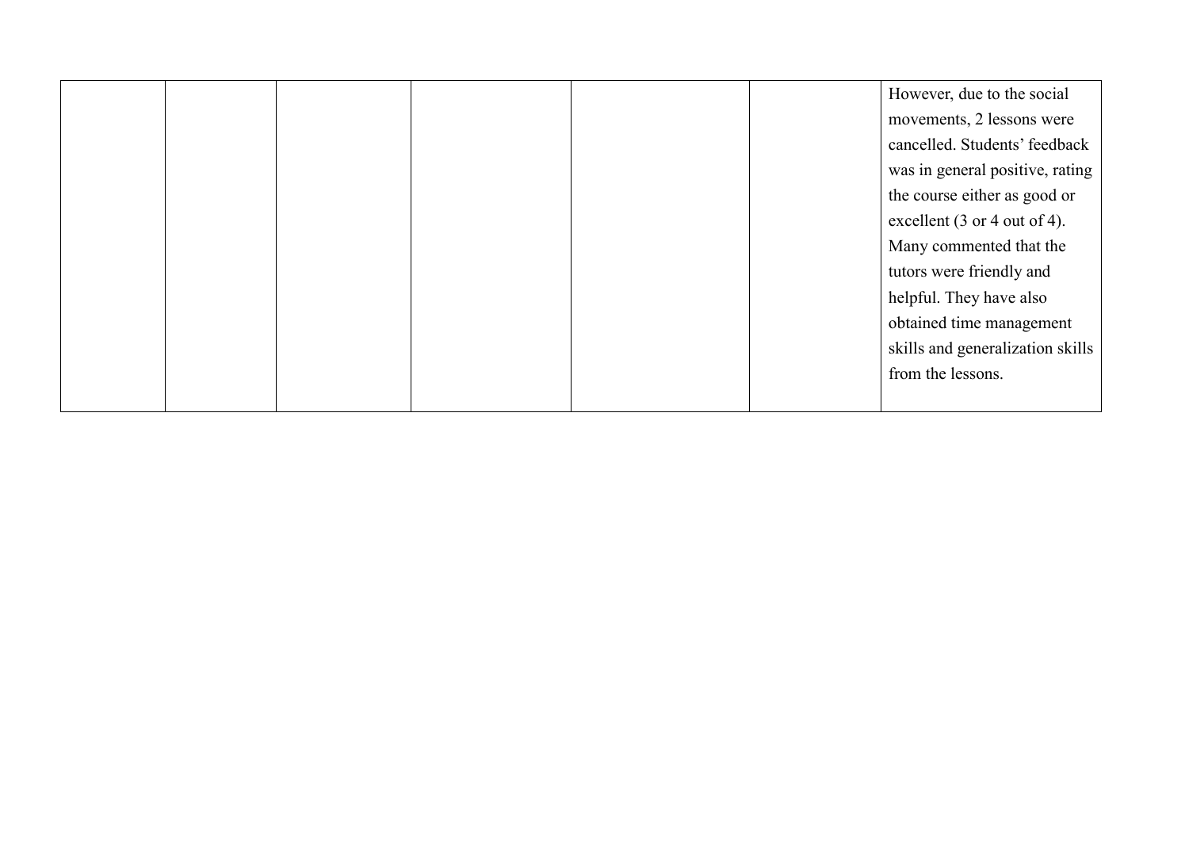| | | | | | | |
|---|---|---|---|---|---|---|
| | | | | | | However, due to the social movements, 2 lessons were cancelled. Students' feedback was in general positive, rating the course either as good or excellent (3 or 4 out of 4). Many commented that the tutors were friendly and helpful. They have also obtained time management skills and generalization skills from the lessons. |